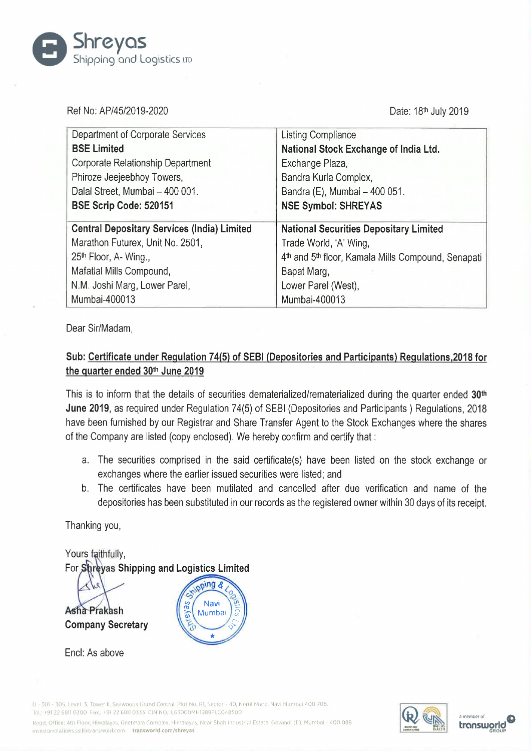**Shreyas**
Shipping and Logistics LTD

Ref No: AP/45/2019-2020

Date: 18th July 2019

| Department of Corporate Services<br>**BSE Limited**<br>Corporate Relationship Department<br>Phiroze Jeejeebhoy Towers,<br>Dalal Street, Mumbai – 400 001.<br>**BSE Scrip Code: 520151** | Listing Compliance<br>**National Stock Exchange of India Ltd.**<br>Exchange Plaza,<br>Bandra Kurla Complex,<br>Bandra (E), Mumbai – 400 051.<br>**NSE Symbol: SHREYAS** |
|---|---|
| **Central Depositary Services (India) Limited**<br>Marathon Futurex, Unit No. 2501,<br>25th Floor, A- Wing.,<br>Mafatlal Mills Compound,<br>N.M. Joshi Marg, Lower Parel,<br>Mumbai-400013 | **National Securities Depositary Limited**<br>Trade World, 'A' Wing,<br>4th and 5th floor, Kamala Mills Compound, Senapati Bapat Marg,<br>Lower Parel (West),<br>Mumbai-400013 |

Dear Sir/Madam,

**Sub: Certificate under Regulation 74(5) of SEBI (Depositories and Participants) Regulations,2018 for the quarter ended 30th June 2019**

This is to inform that the details of securities dematerialized/rematerialized during the quarter ended **30th June 2019**, as required under Regulation 74(5) of SEBI (Depositories and Participants ) Regulations, 2018 have been furnished by our Registrar and Share Transfer Agent to the Stock Exchanges where the shares of the Company are listed (copy enclosed). We hereby confirm and certify that :

a. The securities comprised in the said certificate(s) have been listed on the stock exchange or exchanges where the earlier issued securities were listed; and
b. The certificates have been mutilated and cancelled after due verification and name of the depositories has been substituted in our records as the registered owner within 30 days of its receipt.

Thanking you,

Yours faithfully,
For **Shreyas Shipping and Logistics Limited**

**Asha Prakash**
**Company Secretary**

Encl: As above

D - 301 - 305, Level 3, Tower II, Seawoods Grand Central, Plot No. R1, Sector - 40, Nerul Node, Navi Mumbai 400 706.
Tel.: +91 22 6811 0300 Fax.: +91 22 6811 0333 CIN NO.: L63000MH1988PLC048500
Regd. Office: 4th Floor, Himalayas, Geetmala Complex, Himalayas, Near Shah Industrial Estate, Govandi (E), Mumbai - 400 088
investorrelations.ssll@transworld.com transworld.com/shreyas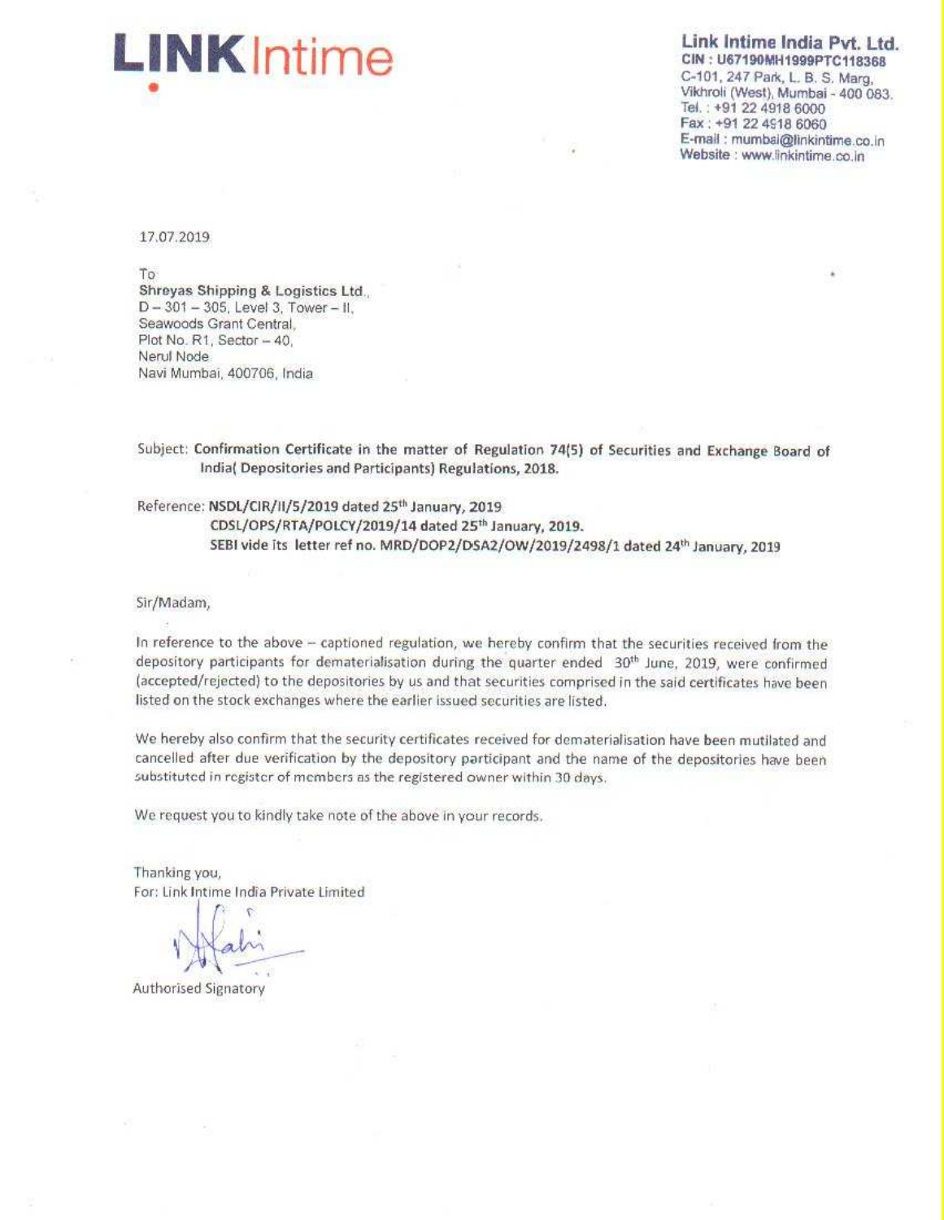# LINK Intime

**Link Intime India Pvt. Ltd.**
**CIN : U67190MH1999PTC118368**
C-101, 247 Park, L. B. S. Marg,
Vikhroli (West), Mumbai - 400 083.
Tel. : +91 22 4918 6000
Fax : +91 22 4918 6060
E-mail : mumbai@linkintime.co.in
Website : www.linkintime.co.in

17.07.2019

To
**Shreyas Shipping & Logistics Ltd.,**
D – 301 – 305, Level 3, Tower – II,
Seawoods Grant Central,
Plot No. R1, Sector – 40,
Nerul Node
Navi Mumbai, 400706, India

Subject: **Confirmation Certificate in the matter of Regulation 74(5) of Securities and Exchange Board of India( Depositories and Participants) Regulations, 2018.**

Reference: **NSDL/CIR/II/5/2019 dated 25th January, 2019**
**CDSL/OPS/RTA/POLCY/2019/14 dated 25th January, 2019.**
**SEBI vide its letter ref no. MRD/DOP2/DSA2/OW/2019/2498/1 dated 24th January, 2019**

Sir/Madam,

In reference to the above – captioned regulation, we hereby confirm that the securities received from the depository participants for dematerialisation during the quarter ended 30th June, 2019, were confirmed (accepted/rejected) to the depositories by us and that securities comprised in the said certificates have been listed on the stock exchanges where the earlier issued securities are listed.

We hereby also confirm that the security certificates received for dematerialisation have been mutilated and cancelled after due verification by the depository participant and the name of the depositories have been substituted in register of members as the registered owner within 30 days.

We request you to kindly take note of the above in your records.

Thanking you,
For: Link Intime India Private Limited

Authorised Signatory